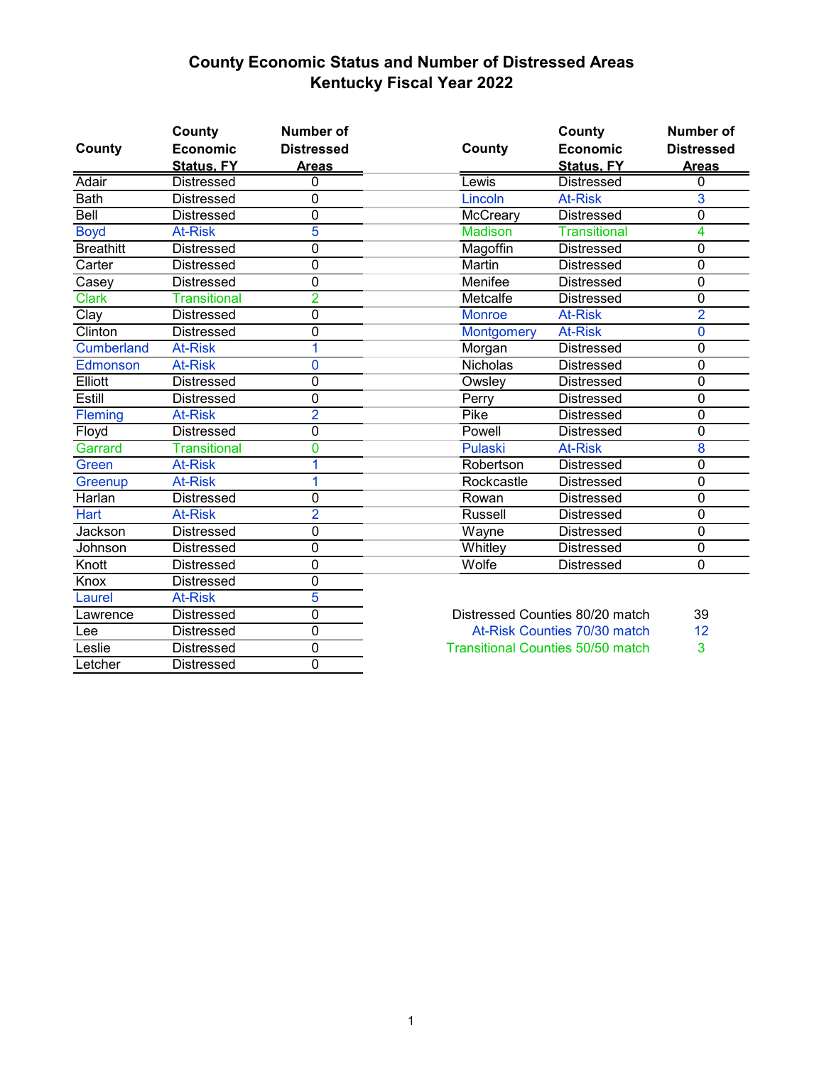# County Economic Status and Number of Distressed Areas
## Kentucky Fiscal Year 2022

| County | County Economic Status, FY | Number of Distressed Areas |
|---|---|---|
| Adair | Distressed | 0 |
| Bath | Distressed | 0 |
| Bell | Distressed | 0 |
| Boyd | At-Risk | 5 |
| Breathitt | Distressed | 0 |
| Carter | Distressed | 0 |
| Casey | Distressed | 0 |
| Clark | Transitional | 2 |
| Clay | Distressed | 0 |
| Clinton | Distressed | 0 |
| Cumberland | At-Risk | 1 |
| Edmonson | At-Risk | 0 |
| Elliott | Distressed | 0 |
| Estill | Distressed | 0 |
| Fleming | At-Risk | 2 |
| Floyd | Distressed | 0 |
| Garrard | Transitional | 0 |
| Green | At-Risk | 1 |
| Greenup | At-Risk | 1 |
| Harlan | Distressed | 0 |
| Hart | At-Risk | 2 |
| Jackson | Distressed | 0 |
| Johnson | Distressed | 0 |
| Knott | Distressed | 0 |
| Knox | Distressed | 0 |
| Laurel | At-Risk | 5 |
| Lawrence | Distressed | 0 |
| Lee | Distressed | 0 |
| Leslie | Distressed | 0 |
| Letcher | Distressed | 0 |
| Lewis | Distressed | 0 |
| Lincoln | At-Risk | 3 |
| McCreary | Distressed | 0 |
| Madison | Transitional | 4 |
| Magoffin | Distressed | 0 |
| Martin | Distressed | 0 |
| Menifee | Distressed | 0 |
| Metcalfe | Distressed | 0 |
| Monroe | At-Risk | 2 |
| Montgomery | At-Risk | 0 |
| Morgan | Distressed | 0 |
| Nicholas | Distressed | 0 |
| Owsley | Distressed | 0 |
| Perry | Distressed | 0 |
| Pike | Distressed | 0 |
| Powell | Distressed | 0 |
| Pulaski | At-Risk | 8 |
| Robertson | Distressed | 0 |
| Rockcastle | Distressed | 0 |
| Rowan | Distressed | 0 |
| Russell | Distressed | 0 |
| Wayne | Distressed | 0 |
| Whitley | Distressed | 0 |
| Wolfe | Distressed | 0 |

| | |
|---|---|
| Distressed Counties 80/20 match | 39 |
| At-Risk Counties 70/30 match | 12 |
| Transitional Counties 50/50 match | 3 |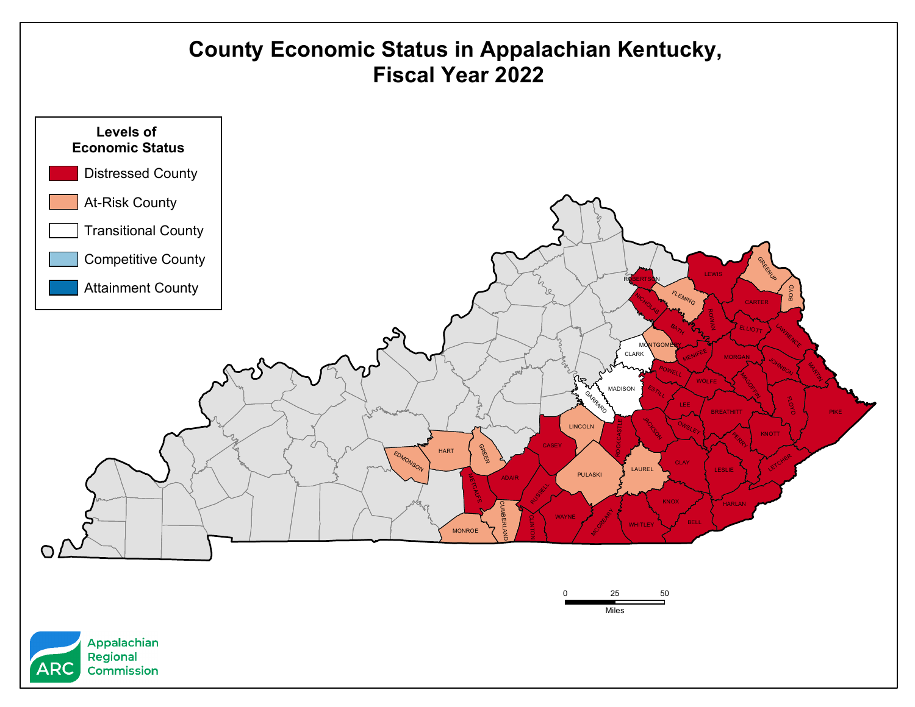# County Economic Status in Appalachian Kentucky, Fiscal Year 2022

**Levels of Economic Status**

Distressed County

At-Risk County

Transitional County

Competitive County

Attainment County

ROBERTSON
LEWIS
GREENUP
BOYD
FLEMING
NICHOLAS
CARTER
ROWAN
BATH
ELLIOTT
LAWRENCE
MONTGOMERY
CLARK
MENIFEE
MORGAN
JOHNSON
MARTIN
POWELL
WOLFE
MAGOFFIN
MADISON
ESTILL
LEE
FLOYD
PIKE
GARRARD
BREATHITT
LINCOLN
ROCKCASTLE
JACKSON
OWSLEY
KNOTT
PERRY
CASEY
HART
GREEN
EDMONSON
PULASKI
LAUREL
CLAY
LESLIE
LETCHER
ADAIR
METCALFE
RUSSELL
KNOX
HARLAN
CUMBERLAND
WAYNE
MCCREARY
WHITLEY
BELL
MONROE
CLINTON

0 25 50
Miles

Appalachian Regional Commission
ARC